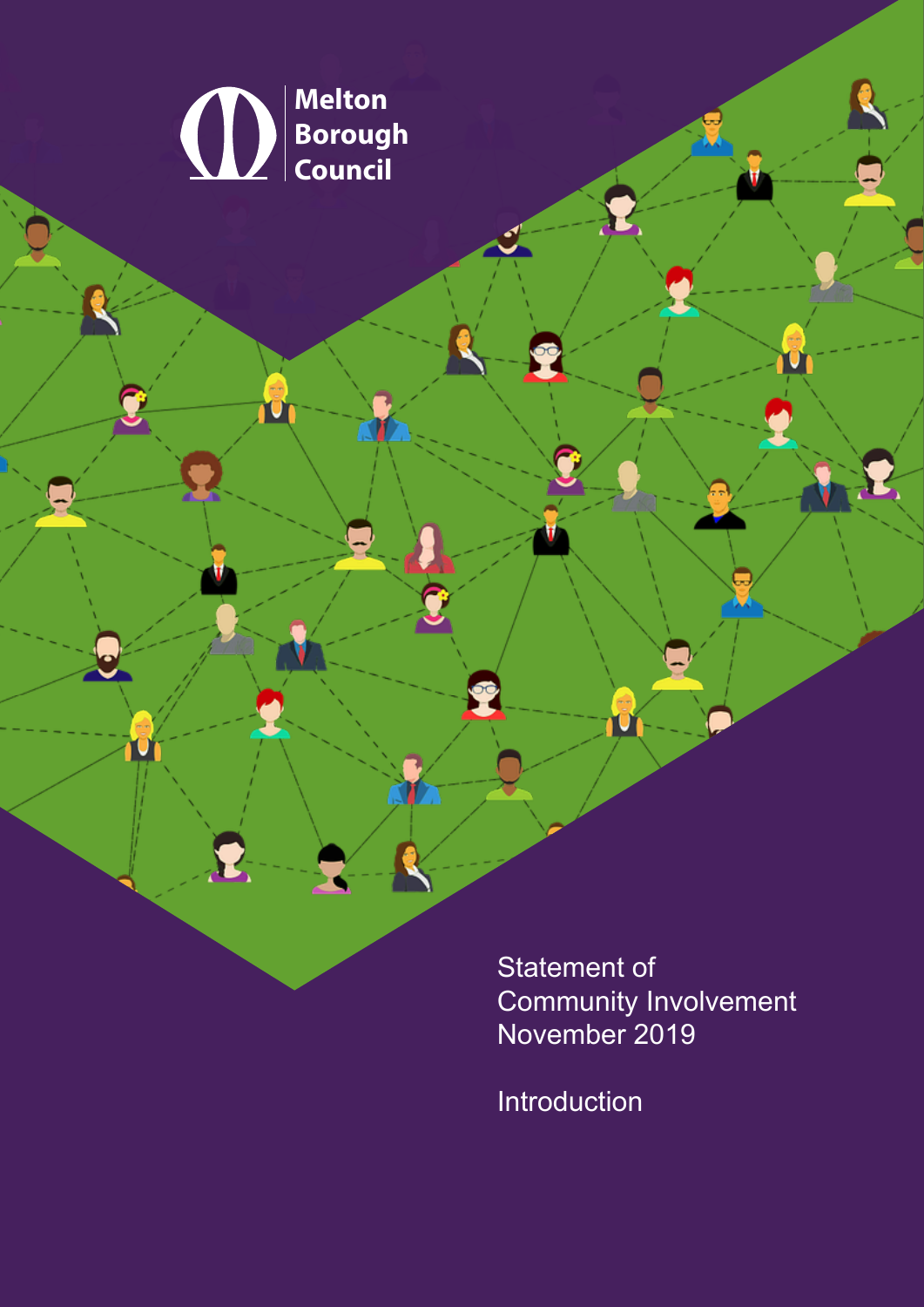Melton Borough Council

# Statement of Community Involvement November 2019

## Introduction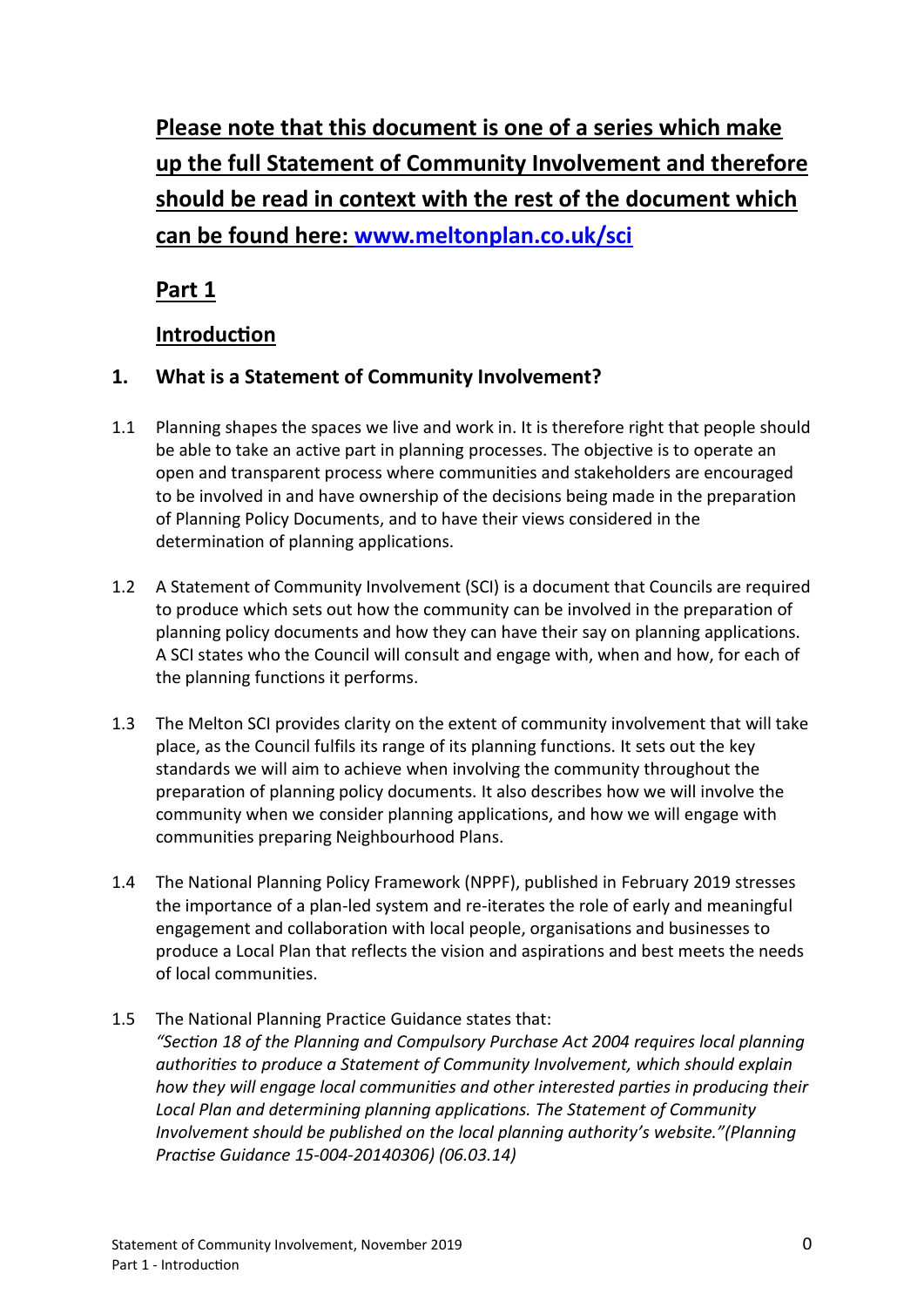**Please note that this document is one of a series which make up the full Statement of Community Involvement and therefore should be read in context with the rest of the document which can be found here: [www.meltonplan.co.uk/sci](http://www.meltonplan.co.uk/sci)**

# Part 1

## Introduction

### 1. What is a Statement of Community Involvement?

1.1 Planning shapes the spaces we live and work in. It is therefore right that people should be able to take an active part in planning processes. The objective is to operate an open and transparent process where communities and stakeholders are encouraged to be involved in and have ownership of the decisions being made in the preparation of Planning Policy Documents, and to have their views considered in the determination of planning applications.

1.2 A Statement of Community Involvement (SCI) is a document that Councils are required to produce which sets out how the community can be involved in the preparation of planning policy documents and how they can have their say on planning applications. A SCI states who the Council will consult and engage with, when and how, for each of the planning functions it performs.

1.3 The Melton SCI provides clarity on the extent of community involvement that will take place, as the Council fulfils its range of its planning functions. It sets out the key standards we will aim to achieve when involving the community throughout the preparation of planning policy documents. It also describes how we will involve the community when we consider planning applications, and how we will engage with communities preparing Neighbourhood Plans.

1.4 The National Planning Policy Framework (NPPF), published in February 2019 stresses the importance of a plan-led system and re-iterates the role of early and meaningful engagement and collaboration with local people, organisations and businesses to produce a Local Plan that reflects the vision and aspirations and best meets the needs of local communities.

1.5 The National Planning Practice Guidance states that:
*"Section 18 of the Planning and Compulsory Purchase Act 2004 requires local planning authorities to produce a Statement of Community Involvement, which should explain how they will engage local communities and other interested parties in producing their Local Plan and determining planning applications. The Statement of Community Involvement should be published on the local planning authority's website."(Planning Practise Guidance 15-004-20140306) (06.03.14)*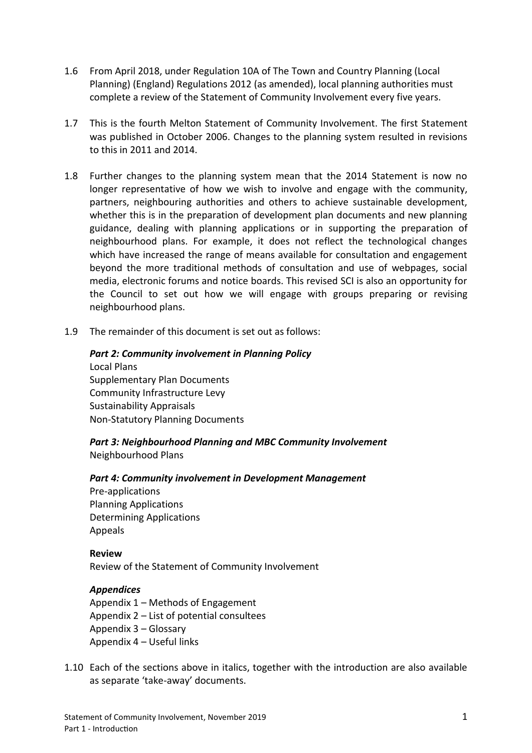1.6 From April 2018, under Regulation 10A of The Town and Country Planning (Local Planning) (England) Regulations 2012 (as amended), local planning authorities must complete a review of the Statement of Community Involvement every five years.

1.7 This is the fourth Melton Statement of Community Involvement. The first Statement was published in October 2006. Changes to the planning system resulted in revisions to this in 2011 and 2014.

1.8 Further changes to the planning system mean that the 2014 Statement is now no longer representative of how we wish to involve and engage with the community, partners, neighbouring authorities and others to achieve sustainable development, whether this is in the preparation of development plan documents and new planning guidance, dealing with planning applications or in supporting the preparation of neighbourhood plans. For example, it does not reflect the technological changes which have increased the range of means available for consultation and engagement beyond the more traditional methods of consultation and use of webpages, social media, electronic forums and notice boards. This revised SCI is also an opportunity for the Council to set out how we will engage with groups preparing or revising neighbourhood plans.

1.9 The remainder of this document is set out as follows:

***Part 2: Community involvement in Planning Policy***
Local Plans
Supplementary Plan Documents
Community Infrastructure Levy
Sustainability Appraisals
Non-Statutory Planning Documents

***Part 3: Neighbourhood Planning and MBC Community Involvement***
Neighbourhood Plans

***Part 4: Community involvement in Development Management***
Pre-applications
Planning Applications
Determining Applications
Appeals

**Review**
Review of the Statement of Community Involvement

***Appendices***
Appendix 1 – Methods of Engagement
Appendix 2 – List of potential consultees
Appendix 3 – Glossary
Appendix 4 – Useful links

1.10 Each of the sections above in italics, together with the introduction are also available as separate 'take-away' documents.